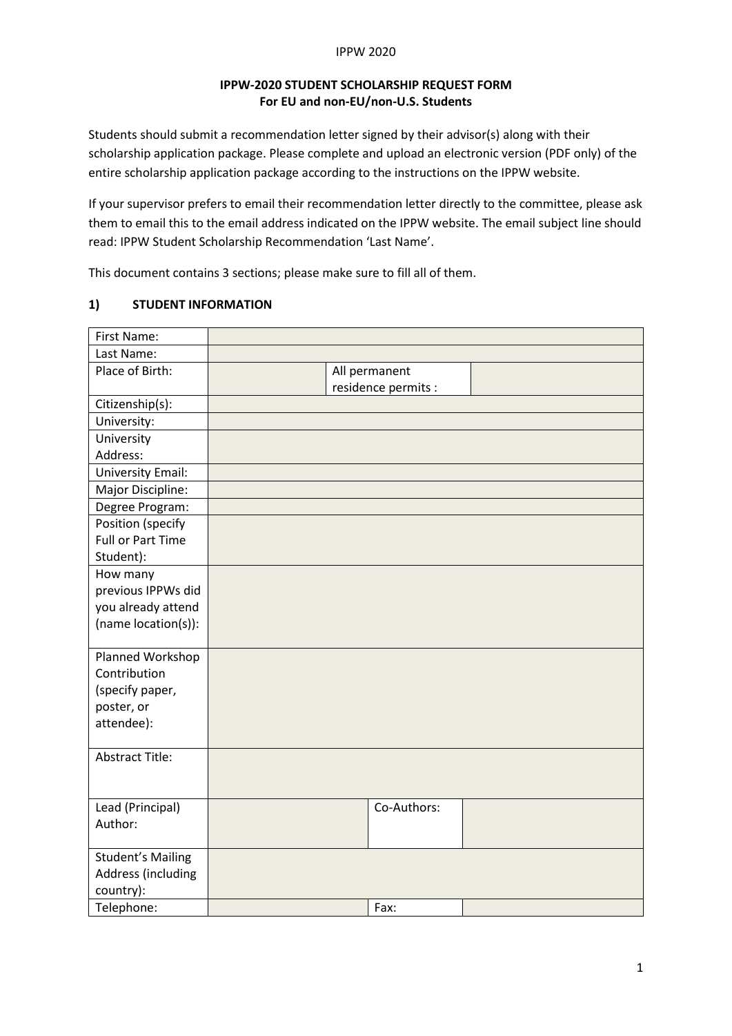**IPPW-2020 STUDENT SCHOLARSHIP REQUEST FORM**
**For EU and non-EU/non-U.S. Students**

Students should submit a recommendation letter signed by their advisor(s) along with their scholarship application package. Please complete and upload an electronic version (PDF only) of the entire scholarship application package according to the instructions on the IPPW website.

If your supervisor prefers to email their recommendation letter directly to the committee, please ask them to email this to the email address indicated on the IPPW website. The email subject line should read: IPPW Student Scholarship Recommendation 'Last Name'.

This document contains 3 sections; please make sure to fill all of them.

## 1) STUDENT INFORMATION

| | | | |
|---|---|---|---|
| First Name: | | | |
| Last Name: | | | |
| Place of Birth: | | All permanent residence permits : | |
| Citizenship(s): | | | |
| University: | | | |
| University Address: | | | |
| University Email: | | | |
| Major Discipline: | | | |
| Degree Program: | | | |
| Position (specify Full or Part Time Student): | | | |
| How many previous IPPWs did you already attend (name location(s)): | | | |
| Planned Workshop Contribution (specify paper, poster, or attendee): | | | |
| Abstract Title: | | | |
| Lead (Principal) Author: | | Co-Authors: | |
| Student's Mailing Address (including country): | | | |
| Telephone: | | Fax: | |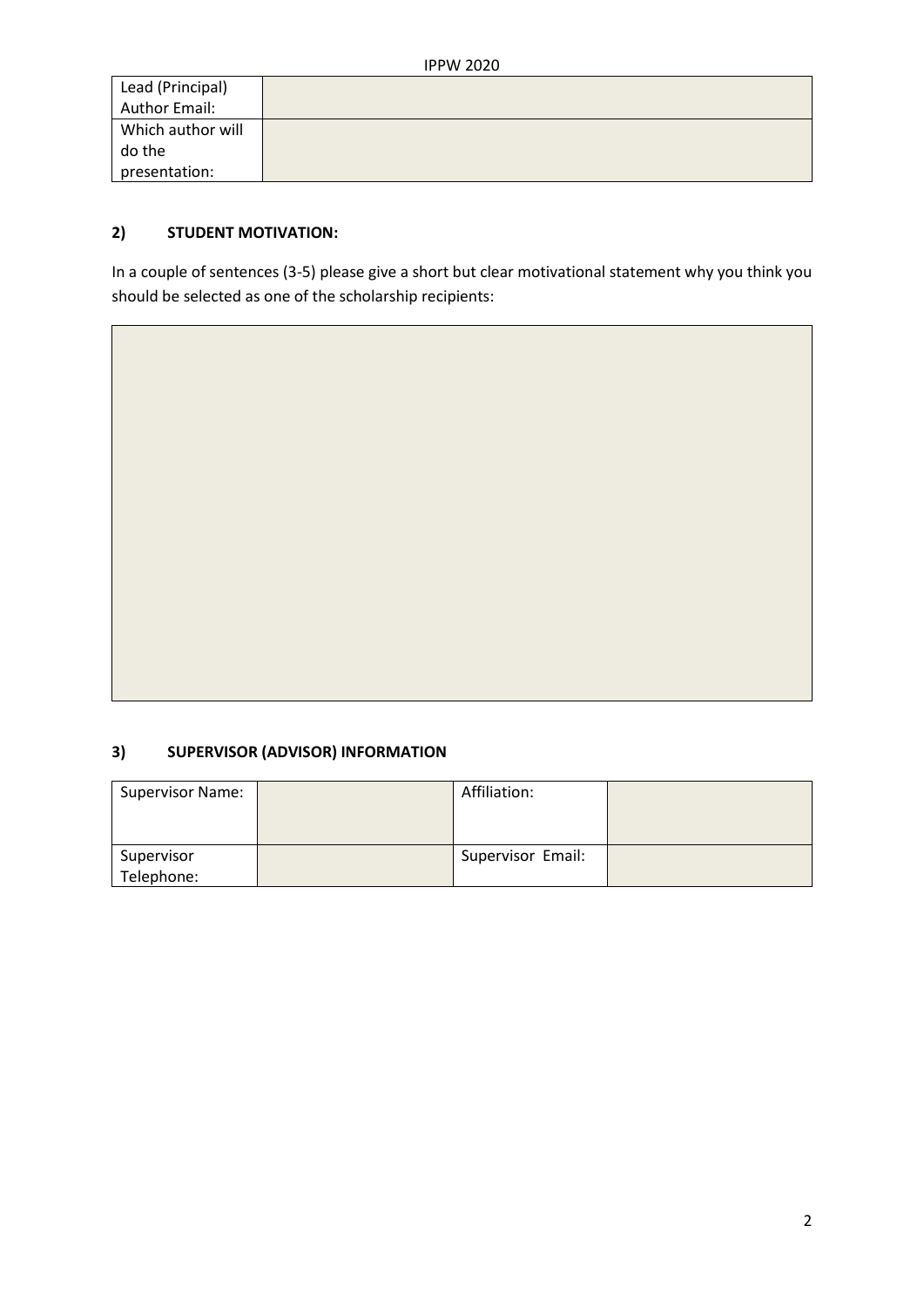| | |
|---|---|
| Lead (Principal) Author Email: | |
| Which author will do the presentation: | |

## 2) STUDENT MOTIVATION:

In a couple of sentences (3-5) please give a short but clear motivational statement why you think you should be selected as one of the scholarship recipients:

| |
|---|
| |

## 3) SUPERVISOR (ADVISOR) INFORMATION

| | | | |
|---|---|---|---|
| Supervisor Name: | | Affiliation: | |
| Supervisor Telephone: | | Supervisor Email: | |